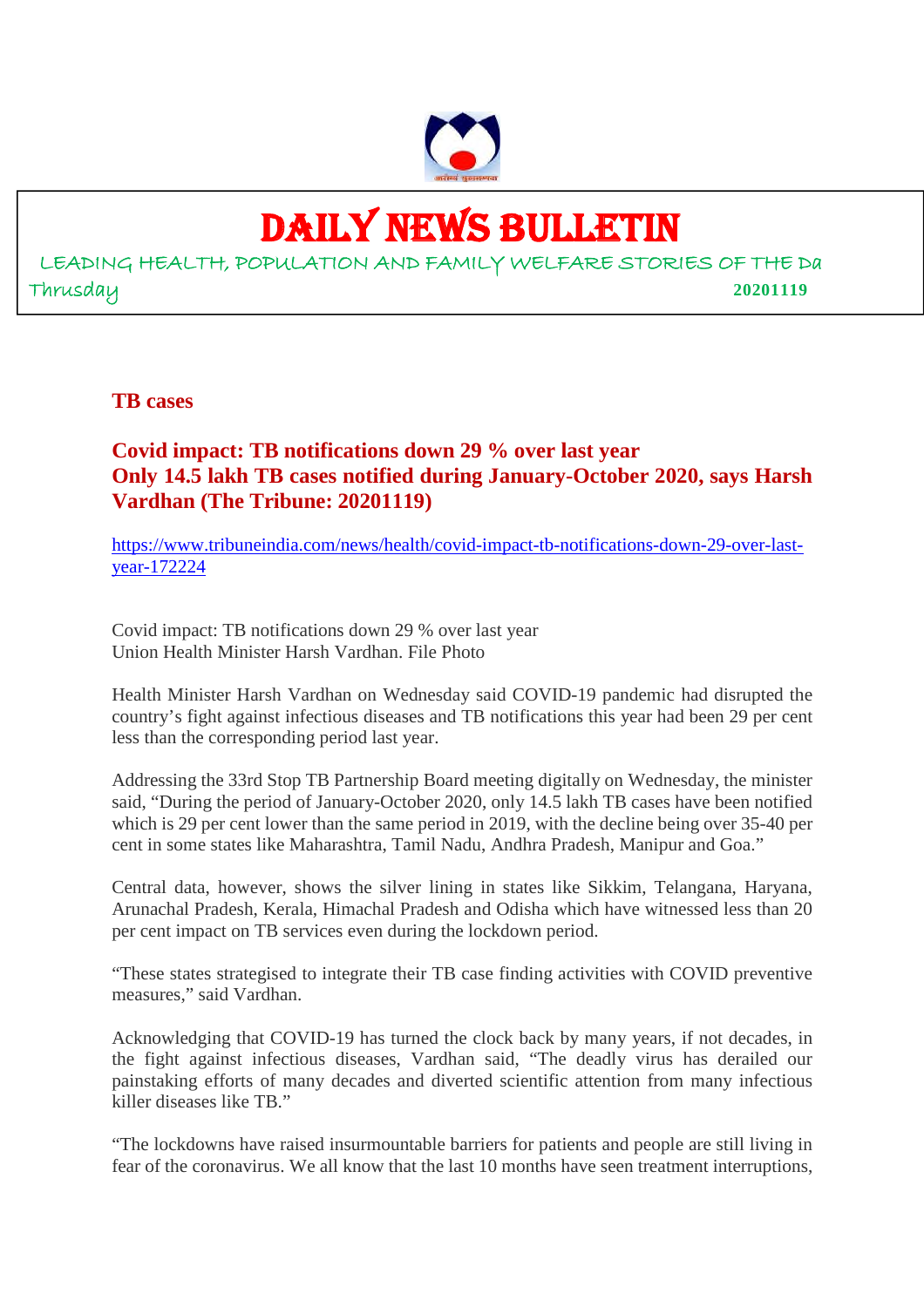# DAILY NEWS BULLETIN

LEADING HEALTH, POPULATION AND FAMILY WELFARE STORIES OF THE Da

Thrusday 20201119

## TB cases

### Covid impact: TB notifications down 29 % over last year
### Only 14.5 lakh TB cases notified during January-October 2020, says Harsh Vardhan (The Tribune: 20201119)

https://www.tribuneindia.com/news/health/covid-impact-tb-notifications-down-29-over-last-year-172224

Covid impact: TB notifications down 29 % over last year
Union Health Minister Harsh Vardhan. File Photo

Health Minister Harsh Vardhan on Wednesday said COVID-19 pandemic had disrupted the country's fight against infectious diseases and TB notifications this year had been 29 per cent less than the corresponding period last year.

Addressing the 33rd Stop TB Partnership Board meeting digitally on Wednesday, the minister said, "During the period of January-October 2020, only 14.5 lakh TB cases have been notified which is 29 per cent lower than the same period in 2019, with the decline being over 35-40 per cent in some states like Maharashtra, Tamil Nadu, Andhra Pradesh, Manipur and Goa."

Central data, however, shows the silver lining in states like Sikkim, Telangana, Haryana, Arunachal Pradesh, Kerala, Himachal Pradesh and Odisha which have witnessed less than 20 per cent impact on TB services even during the lockdown period.

"These states strategised to integrate their TB case finding activities with COVID preventive measures," said Vardhan.

Acknowledging that COVID-19 has turned the clock back by many years, if not decades, in the fight against infectious diseases, Vardhan said, "The deadly virus has derailed our painstaking efforts of many decades and diverted scientific attention from many infectious killer diseases like TB."

"The lockdowns have raised insurmountable barriers for patients and people are still living in fear of the coronavirus. We all know that the last 10 months have seen treatment interruptions,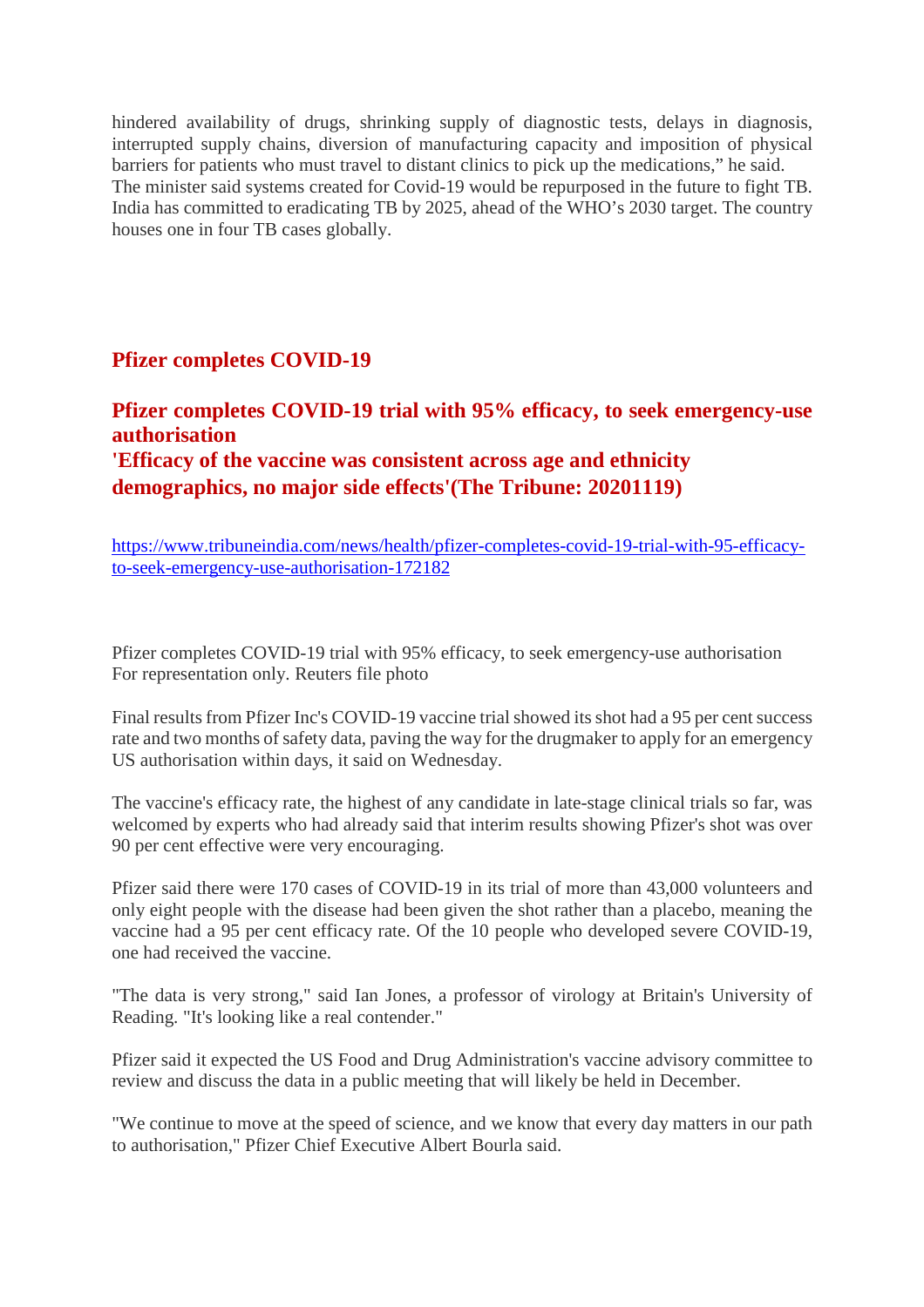hindered availability of drugs, shrinking supply of diagnostic tests, delays in diagnosis, interrupted supply chains, diversion of manufacturing capacity and imposition of physical barriers for patients who must travel to distant clinics to pick up the medications," he said. The minister said systems created for Covid-19 would be repurposed in the future to fight TB. India has committed to eradicating TB by 2025, ahead of the WHO's 2030 target. The country houses one in four TB cases globally.

## Pfizer completes COVID-19

## Pfizer completes COVID-19 trial with 95% efficacy, to seek emergency-use authorisation
## 'Efficacy of the vaccine was consistent across age and ethnicity demographics, no major side effects'(The Tribune: 20201119)

https://www.tribuneindia.com/news/health/pfizer-completes-covid-19-trial-with-95-efficacy-to-seek-emergency-use-authorisation-172182

Pfizer completes COVID-19 trial with 95% efficacy, to seek emergency-use authorisation
For representation only. Reuters file photo

Final results from Pfizer Inc's COVID-19 vaccine trial showed its shot had a 95 per cent success rate and two months of safety data, paving the way for the drugmaker to apply for an emergency US authorisation within days, it said on Wednesday.

The vaccine's efficacy rate, the highest of any candidate in late-stage clinical trials so far, was welcomed by experts who had already said that interim results showing Pfizer's shot was over 90 per cent effective were very encouraging.

Pfizer said there were 170 cases of COVID-19 in its trial of more than 43,000 volunteers and only eight people with the disease had been given the shot rather than a placebo, meaning the vaccine had a 95 per cent efficacy rate. Of the 10 people who developed severe COVID-19, one had received the vaccine.

"The data is very strong," said Ian Jones, a professor of virology at Britain's University of Reading. "It's looking like a real contender."

Pfizer said it expected the US Food and Drug Administration's vaccine advisory committee to review and discuss the data in a public meeting that will likely be held in December.

"We continue to move at the speed of science, and we know that every day matters in our path to authorisation," Pfizer Chief Executive Albert Bourla said.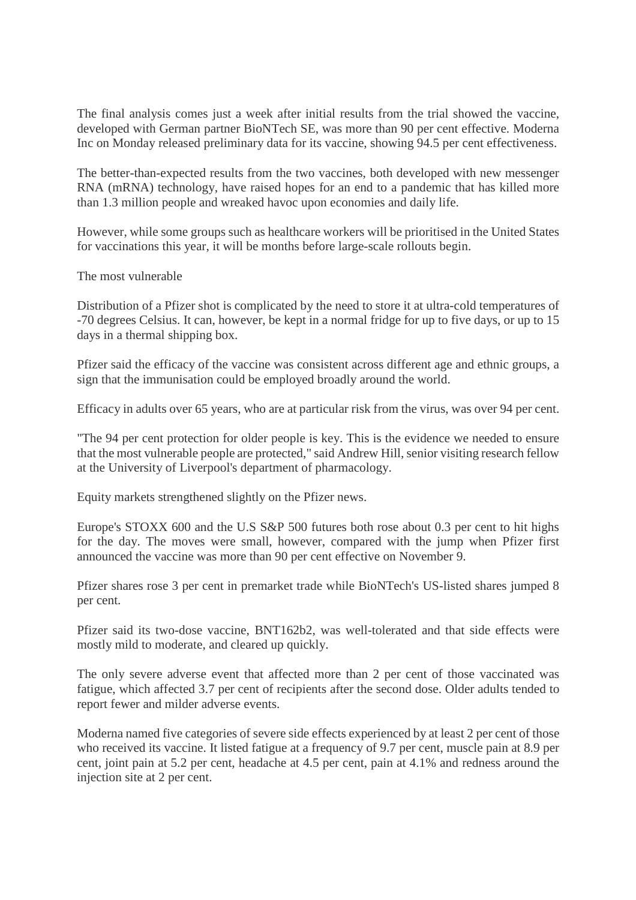The final analysis comes just a week after initial results from the trial showed the vaccine, developed with German partner BioNTech SE, was more than 90 per cent effective. Moderna Inc on Monday released preliminary data for its vaccine, showing 94.5 per cent effectiveness.

The better-than-expected results from the two vaccines, both developed with new messenger RNA (mRNA) technology, have raised hopes for an end to a pandemic that has killed more than 1.3 million people and wreaked havoc upon economies and daily life.

However, while some groups such as healthcare workers will be prioritised in the United States for vaccinations this year, it will be months before large-scale rollouts begin.

## The most vulnerable

Distribution of a Pfizer shot is complicated by the need to store it at ultra-cold temperatures of -70 degrees Celsius. It can, however, be kept in a normal fridge for up to five days, or up to 15 days in a thermal shipping box.

Pfizer said the efficacy of the vaccine was consistent across different age and ethnic groups, a sign that the immunisation could be employed broadly around the world.

Efficacy in adults over 65 years, who are at particular risk from the virus, was over 94 per cent.

"The 94 per cent protection for older people is key. This is the evidence we needed to ensure that the most vulnerable people are protected," said Andrew Hill, senior visiting research fellow at the University of Liverpool's department of pharmacology.

Equity markets strengthened slightly on the Pfizer news.

Europe's STOXX 600 and the U.S S&P 500 futures both rose about 0.3 per cent to hit highs for the day. The moves were small, however, compared with the jump when Pfizer first announced the vaccine was more than 90 per cent effective on November 9.

Pfizer shares rose 3 per cent in premarket trade while BioNTech's US-listed shares jumped 8 per cent.

Pfizer said its two-dose vaccine, BNT162b2, was well-tolerated and that side effects were mostly mild to moderate, and cleared up quickly.

The only severe adverse event that affected more than 2 per cent of those vaccinated was fatigue, which affected 3.7 per cent of recipients after the second dose. Older adults tended to report fewer and milder adverse events.

Moderna named five categories of severe side effects experienced by at least 2 per cent of those who received its vaccine. It listed fatigue at a frequency of 9.7 per cent, muscle pain at 8.9 per cent, joint pain at 5.2 per cent, headache at 4.5 per cent, pain at 4.1% and redness around the injection site at 2 per cent.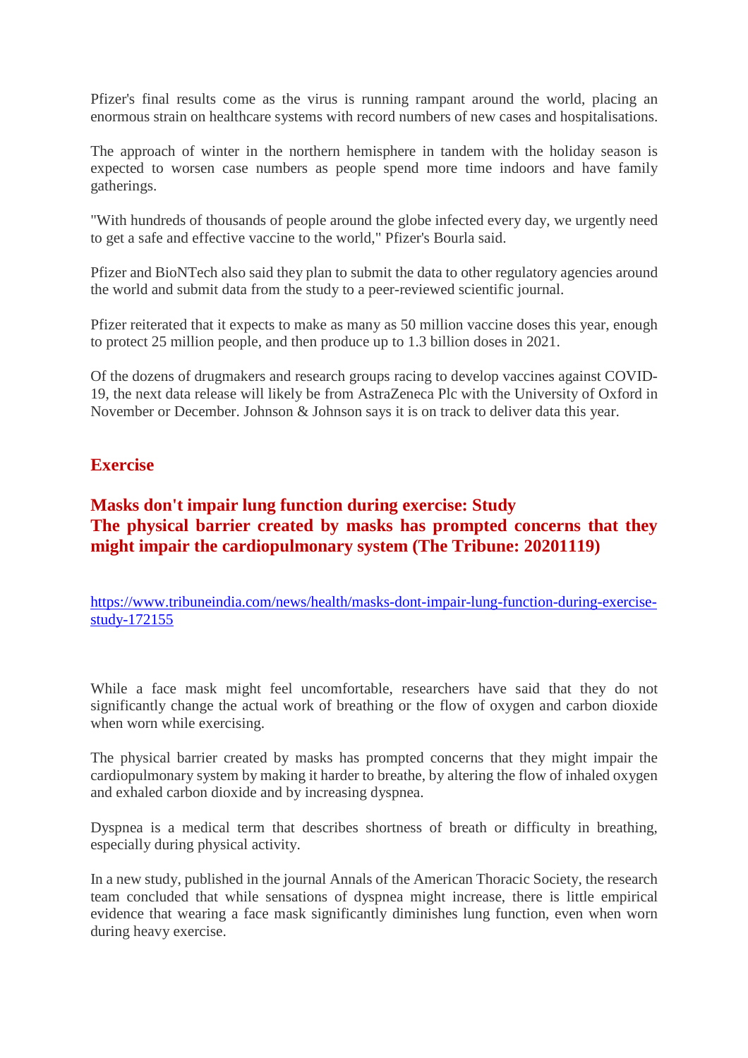Pfizer's final results come as the virus is running rampant around the world, placing an enormous strain on healthcare systems with record numbers of new cases and hospitalisations.

The approach of winter in the northern hemisphere in tandem with the holiday season is expected to worsen case numbers as people spend more time indoors and have family gatherings.

"With hundreds of thousands of people around the globe infected every day, we urgently need to get a safe and effective vaccine to the world," Pfizer's Bourla said.

Pfizer and BioNTech also said they plan to submit the data to other regulatory agencies around the world and submit data from the study to a peer-reviewed scientific journal.

Pfizer reiterated that it expects to make as many as 50 million vaccine doses this year, enough to protect 25 million people, and then produce up to 1.3 billion doses in 2021.

Of the dozens of drugmakers and research groups racing to develop vaccines against COVID-19, the next data release will likely be from AstraZeneca Plc with the University of Oxford in November or December. Johnson & Johnson says it is on track to deliver data this year.

## Exercise

## Masks don't impair lung function during exercise: Study
## The physical barrier created by masks has prompted concerns that they might impair the cardiopulmonary system (The Tribune: 20201119)

https://www.tribuneindia.com/news/health/masks-dont-impair-lung-function-during-exercise-study-172155

While a face mask might feel uncomfortable, researchers have said that they do not significantly change the actual work of breathing or the flow of oxygen and carbon dioxide when worn while exercising.

The physical barrier created by masks has prompted concerns that they might impair the cardiopulmonary system by making it harder to breathe, by altering the flow of inhaled oxygen and exhaled carbon dioxide and by increasing dyspnea.

Dyspnea is a medical term that describes shortness of breath or difficulty in breathing, especially during physical activity.

In a new study, published in the journal Annals of the American Thoracic Society, the research team concluded that while sensations of dyspnea might increase, there is little empirical evidence that wearing a face mask significantly diminishes lung function, even when worn during heavy exercise.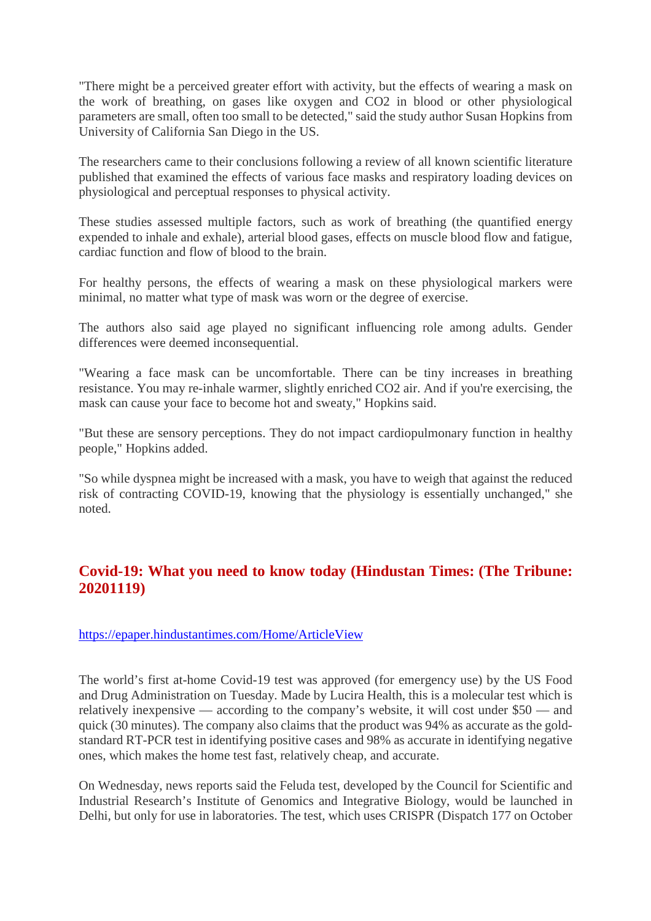"There might be a perceived greater effort with activity, but the effects of wearing a mask on the work of breathing, on gases like oxygen and $CO_2$ in blood or other physiological parameters are small, often too small to be detected," said the study author Susan Hopkins from University of California San Diego in the US.

The researchers came to their conclusions following a review of all known scientific literature published that examined the effects of various face masks and respiratory loading devices on physiological and perceptual responses to physical activity.

These studies assessed multiple factors, such as work of breathing (the quantified energy expended to inhale and exhale), arterial blood gases, effects on muscle blood flow and fatigue, cardiac function and flow of blood to the brain.

For healthy persons, the effects of wearing a mask on these physiological markers were minimal, no matter what type of mask was worn or the degree of exercise.

The authors also said age played no significant influencing role among adults. Gender differences were deemed inconsequential.

"Wearing a face mask can be uncomfortable. There can be tiny increases in breathing resistance. You may re-inhale warmer, slightly enriched $CO_2$ air. And if you're exercising, the mask can cause your face to become hot and sweaty," Hopkins said.

"But these are sensory perceptions. They do not impact cardiopulmonary function in healthy people," Hopkins added.

"So while dyspnea might be increased with a mask, you have to weigh that against the reduced risk of contracting COVID-19, knowing that the physiology is essentially unchanged," she noted.

## Covid-19: What you need to know today (Hindustan Times: (The Tribune: 20201119)

https://epaper.hindustantimes.com/Home/ArticleView

The world's first at-home Covid-19 test was approved (for emergency use) by the US Food and Drug Administration on Tuesday. Made by Lucira Health, this is a molecular test which is relatively inexpensive — according to the company's website, it will cost under $50 — and quick (30 minutes). The company also claims that the product was 94% as accurate as the gold-standard RT-PCR test in identifying positive cases and 98% as accurate in identifying negative ones, which makes the home test fast, relatively cheap, and accurate.

On Wednesday, news reports said the Feluda test, developed by the Council for Scientific and Industrial Research's Institute of Genomics and Integrative Biology, would be launched in Delhi, but only for use in laboratories. The test, which uses CRISPR (Dispatch 177 on October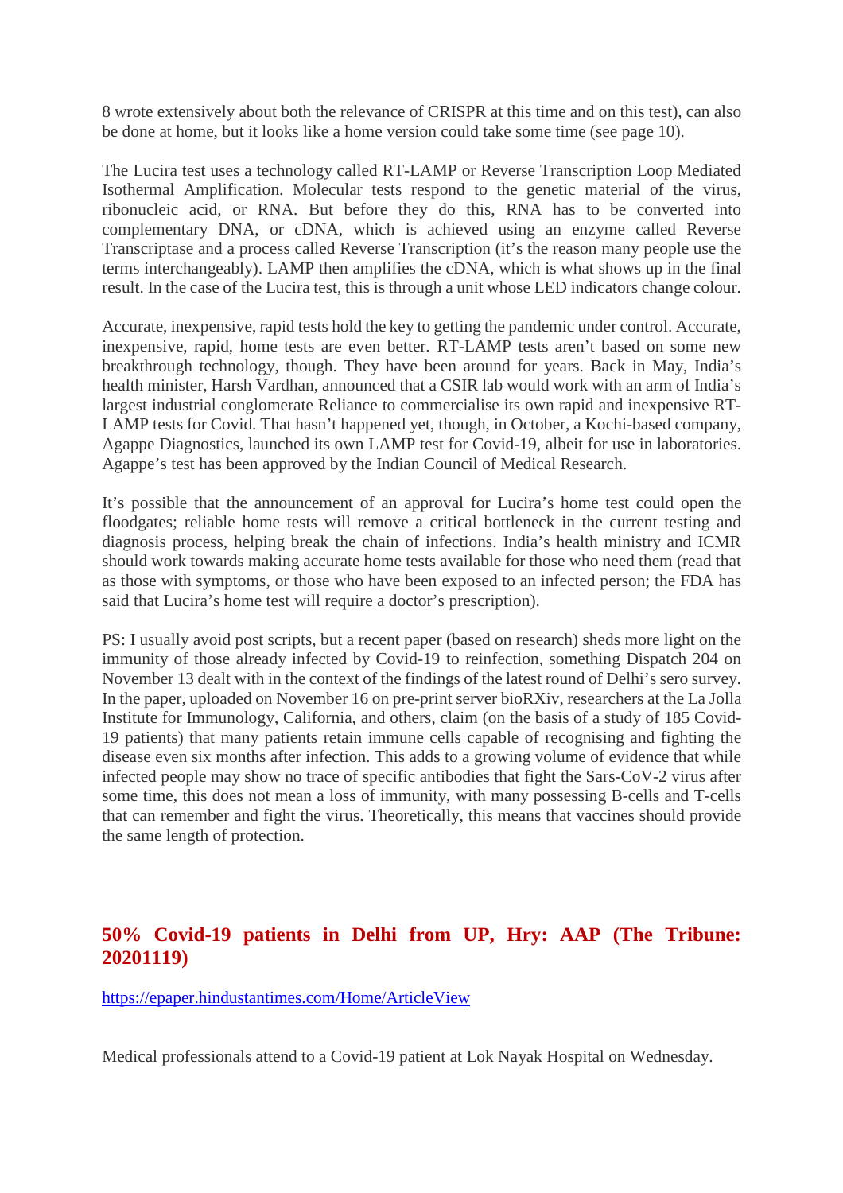8 wrote extensively about both the relevance of CRISPR at this time and on this test), can also be done at home, but it looks like a home version could take some time (see page 10).

The Lucira test uses a technology called RT-LAMP or Reverse Transcription Loop Mediated Isothermal Amplification. Molecular tests respond to the genetic material of the virus, ribonucleic acid, or RNA. But before they do this, RNA has to be converted into complementary DNA, or cDNA, which is achieved using an enzyme called Reverse Transcriptase and a process called Reverse Transcription (it's the reason many people use the terms interchangeably). LAMP then amplifies the cDNA, which is what shows up in the final result. In the case of the Lucira test, this is through a unit whose LED indicators change colour.

Accurate, inexpensive, rapid tests hold the key to getting the pandemic under control. Accurate, inexpensive, rapid, home tests are even better. RT-LAMP tests aren't based on some new breakthrough technology, though. They have been around for years. Back in May, India's health minister, Harsh Vardhan, announced that a CSIR lab would work with an arm of India's largest industrial conglomerate Reliance to commercialise its own rapid and inexpensive RT-LAMP tests for Covid. That hasn't happened yet, though, in October, a Kochi-based company, Agappe Diagnostics, launched its own LAMP test for Covid-19, albeit for use in laboratories. Agappe's test has been approved by the Indian Council of Medical Research.

It's possible that the announcement of an approval for Lucira's home test could open the floodgates; reliable home tests will remove a critical bottleneck in the current testing and diagnosis process, helping break the chain of infections. India's health ministry and ICMR should work towards making accurate home tests available for those who need them (read that as those with symptoms, or those who have been exposed to an infected person; the FDA has said that Lucira's home test will require a doctor's prescription).

PS: I usually avoid post scripts, but a recent paper (based on research) sheds more light on the immunity of those already infected by Covid-19 to reinfection, something Dispatch 204 on November 13 dealt with in the context of the findings of the latest round of Delhi's sero survey. In the paper, uploaded on November 16 on pre-print server bioRXiv, researchers at the La Jolla Institute for Immunology, California, and others, claim (on the basis of a study of 185 Covid-19 patients) that many patients retain immune cells capable of recognising and fighting the disease even six months after infection. This adds to a growing volume of evidence that while infected people may show no trace of specific antibodies that fight the Sars-CoV-2 virus after some time, this does not mean a loss of immunity, with many possessing B-cells and T-cells that can remember and fight the virus. Theoretically, this means that vaccines should provide the same length of protection.

## 50% Covid-19 patients in Delhi from UP, Hry: AAP (The Tribune: 20201119)

https://epaper.hindustantimes.com/Home/ArticleView

Medical professionals attend to a Covid-19 patient at Lok Nayak Hospital on Wednesday.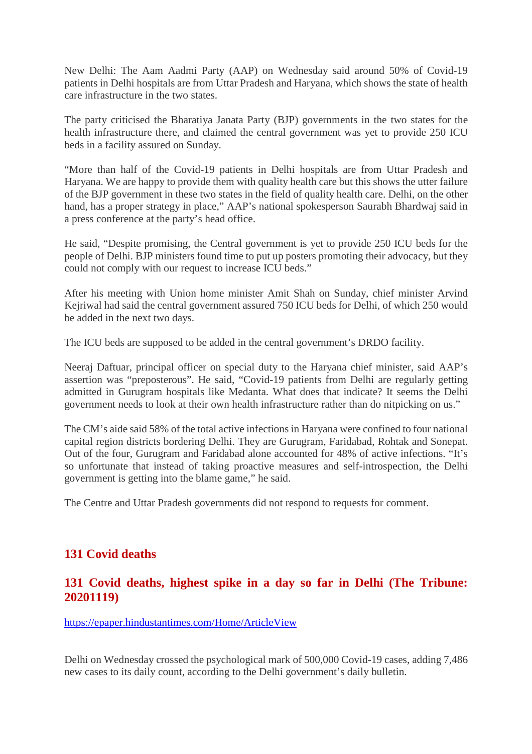New Delhi: The Aam Aadmi Party (AAP) on Wednesday said around 50% of Covid-19 patients in Delhi hospitals are from Uttar Pradesh and Haryana, which shows the state of health care infrastructure in the two states.

The party criticised the Bharatiya Janata Party (BJP) governments in the two states for the health infrastructure there, and claimed the central government was yet to provide 250 ICU beds in a facility assured on Sunday.

"More than half of the Covid-19 patients in Delhi hospitals are from Uttar Pradesh and Haryana. We are happy to provide them with quality health care but this shows the utter failure of the BJP government in these two states in the field of quality health care. Delhi, on the other hand, has a proper strategy in place," AAP's national spokesperson Saurabh Bhardwaj said in a press conference at the party's head office.

He said, "Despite promising, the Central government is yet to provide 250 ICU beds for the people of Delhi. BJP ministers found time to put up posters promoting their advocacy, but they could not comply with our request to increase ICU beds."

After his meeting with Union home minister Amit Shah on Sunday, chief minister Arvind Kejriwal had said the central government assured 750 ICU beds for Delhi, of which 250 would be added in the next two days.

The ICU beds are supposed to be added in the central government's DRDO facility.

Neeraj Daftuar, principal officer on special duty to the Haryana chief minister, said AAP's assertion was "preposterous". He said, "Covid-19 patients from Delhi are regularly getting admitted in Gurugram hospitals like Medanta. What does that indicate? It seems the Delhi government needs to look at their own health infrastructure rather than do nitpicking on us."

The CM's aide said 58% of the total active infections in Haryana were confined to four national capital region districts bordering Delhi. They are Gurugram, Faridabad, Rohtak and Sonepat. Out of the four, Gurugram and Faridabad alone accounted for 48% of active infections. "It's so unfortunate that instead of taking proactive measures and self-introspection, the Delhi government is getting into the blame game," he said.

The Centre and Uttar Pradesh governments did not respond to requests for comment.

## 131 Covid deaths

## 131 Covid deaths, highest spike in a day so far in Delhi (The Tribune: 20201119)

https://epaper.hindustantimes.com/Home/ArticleView

Delhi on Wednesday crossed the psychological mark of 500,000 Covid-19 cases, adding 7,486 new cases to its daily count, according to the Delhi government's daily bulletin.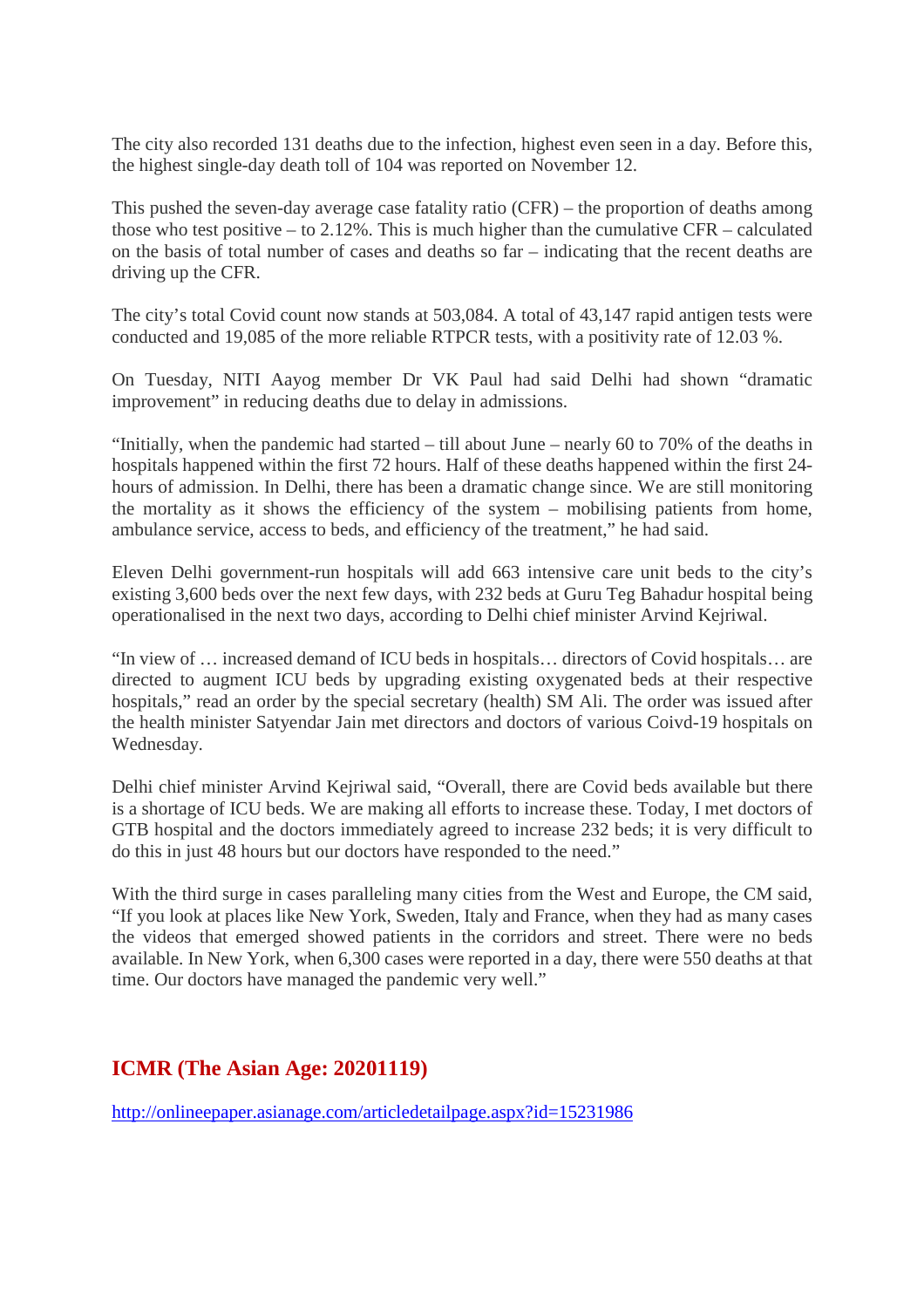The city also recorded 131 deaths due to the infection, highest even seen in a day. Before this, the highest single-day death toll of 104 was reported on November 12.

This pushed the seven-day average case fatality ratio (CFR) – the proportion of deaths among those who test positive – to 2.12%. This is much higher than the cumulative CFR – calculated on the basis of total number of cases and deaths so far – indicating that the recent deaths are driving up the CFR.

The city's total Covid count now stands at 503,084. A total of 43,147 rapid antigen tests were conducted and 19,085 of the more reliable RTPCR tests, with a positivity rate of 12.03 %.

On Tuesday, NITI Aayog member Dr VK Paul had said Delhi had shown "dramatic improvement" in reducing deaths due to delay in admissions.

"Initially, when the pandemic had started – till about June – nearly 60 to 70% of the deaths in hospitals happened within the first 72 hours. Half of these deaths happened within the first 24-hours of admission. In Delhi, there has been a dramatic change since. We are still monitoring the mortality as it shows the efficiency of the system – mobilising patients from home, ambulance service, access to beds, and efficiency of the treatment," he had said.

Eleven Delhi government-run hospitals will add 663 intensive care unit beds to the city's existing 3,600 beds over the next few days, with 232 beds at Guru Teg Bahadur hospital being operationalised in the next two days, according to Delhi chief minister Arvind Kejriwal.

"In view of … increased demand of ICU beds in hospitals… directors of Covid hospitals… are directed to augment ICU beds by upgrading existing oxygenated beds at their respective hospitals," read an order by the special secretary (health) SM Ali. The order was issued after the health minister Satyendar Jain met directors and doctors of various Coivd-19 hospitals on Wednesday.

Delhi chief minister Arvind Kejriwal said, "Overall, there are Covid beds available but there is a shortage of ICU beds. We are making all efforts to increase these. Today, I met doctors of GTB hospital and the doctors immediately agreed to increase 232 beds; it is very difficult to do this in just 48 hours but our doctors have responded to the need."

With the third surge in cases paralleling many cities from the West and Europe, the CM said, "If you look at places like New York, Sweden, Italy and France, when they had as many cases the videos that emerged showed patients in the corridors and street. There were no beds available. In New York, when 6,300 cases were reported in a day, there were 550 deaths at that time. Our doctors have managed the pandemic very well."

## ICMR (The Asian Age: 20201119)

http://onlineepaper.asianage.com/articledetailpage.aspx?id=15231986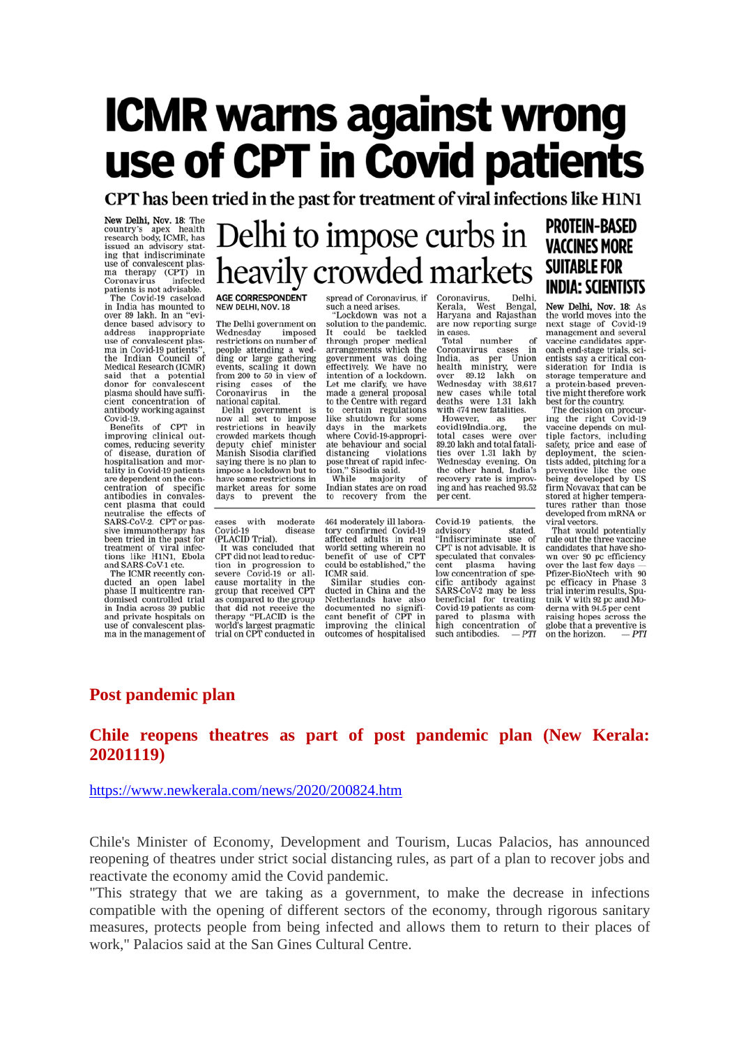# ICMR warns against wrong use of CPT in Covid patients

## CPT has been tried in the past for treatment of viral infections like H1N1

New Delhi, Nov. 18: The country's apex health research body, ICMR, has issued an advisory stating that indiscriminate use of convalescent plasma therapy (CPT) in Coronavirus infected patients is not advisable.

The Covid-19 caseload in India has mounted to over 89 lakh. In an "evidence based advisory to address inappropriate use of convalescent plasma in Covid-19 patients", the Indian Council of Medical Research (ICMR) said that a potential donor for convalescent plasma should have sufficient concentration of antibody working against Covid-19.

Benefits of CPT in improving clinical outcomes, reducing severity of disease, duration of hospitalisation and mortality in Covid-19 patients are dependent on the concentration of specific antibodies in convalescent plasma that could neutralise the effects of SARS-CoV-2. CPT or passive immunotherapy has been tried in the past for treatment of viral infections like H1N1, Ebola and SARS-CoV-1 etc.

The ICMR recently conducted an open label phase II multicentre randomised controlled trial in India across 39 public and private hospitals on use of convalescent plasma in the management of cases with moderate Covid-19 disease (PLACID Trial).

It was concluded that CPT did not lead to reduction in progression to severe Covid-19 or all-cause mortality in the group that received CPT as compared to the group that did not receive the therapy "PLACID is the world's largest pragmatic trial on CPT conducted in 464 moderately ill laboratory confirmed Covid-19 affected adults in real world setting wherein no benefit of use of CPT could be established," the ICMR said.

Similar studies conducted in China and the Netherlands have also documented no significant benefit of CPT in improving the clinical outcomes of hospitalised Covid-19 patients, the advisory stated. "Indiscriminate use of CPT is not advisable. It is speculated that convalescent plasma having low concentration of specific antibody against SARS-CoV-2 may be less beneficial for treating Covid-19 patients as compared to plasma with high concentration of such antibodies. — *PTI*

# Delhi to impose curbs in heavily crowded markets

AGE CORRESPONDENT
NEW DELHI, NOV. 18

The Delhi government on Wednesday imposed restrictions on number of people attending a wedding or large gathering events, scaling it down from 200 to 50 in view of rising cases of the Coronavirus in the national capital.

Delhi government is now all set to impose restrictions in heavily crowded markets though deputy chief minister Manish Sisodia clarified saying there is no plan to impose a lockdown but to have some restrictions in market areas for some days to prevent the spread of Coronavirus, if such a need arises.

"Lockdown was not a solution to the pandemic. It could be tackled through proper medical arrangements which the government was doing effectively. We have no intention of a lockdown. Let me clarify, we have made a general proposal to the Centre with regard to certain regulations like shutdown for some days in the markets where Covid-19-appropriate behaviour and social distancing violations pose threat of rapid infection," Sisodia said.

While majority of Indian states are on road to recovery from the Coronavirus, Delhi, Kerala, West Bengal, Haryana and Rajasthan are now reporting surge in cases.

Total number of Coronavirus cases in India, as per Union health ministry, were over 89.12 lakh on Wednesday with 38,617 new cases while total deaths were 1.31 lakh with 474 new fatalities.

However, as per covid19India.org, the total cases were over 89.20 lakh and total fatalities over 1.31 lakh by Wednesday evening. On the other hand, India's recovery rate is improving and has reached 93.52 per cent.

# PROTEIN-BASED VACCINES MORE SUITABLE FOR INDIA: SCIENTISTS

New Delhi, Nov. 18: As the world moves into the next stage of Covid-19 management and several vaccine candidates approach end-stage trials, scientists say a critical consideration for India is storage temperature and a protein-based preventive might therefore work best for the country.

The decision on procuring the right Covid-19 vaccine depends on multiple factors, including safety, price and ease of deployment, the scientists added, pitching for a preventive like the one being developed by US firm Novavax that can be stored at higher temperatures rather than those developed from mRNA or viral vectors.

That would potentially rule out the three vaccine candidates that have shown over 90 pc efficiency over the last few days — Pfizer-BioNtech with 90 pc efficacy in Phase 3 trial interim results, Sputnik V with 92 pc and Moderna with 94.5 per cent raising hopes across the globe that a preventive is on the horizon. — *PTI*

## Post pandemic plan

## Chile reopens theatres as part of post pandemic plan (New Kerala: 20201119)

https://www.newkerala.com/news/2020/200824.htm

Chile's Minister of Economy, Development and Tourism, Lucas Palacios, has announced reopening of theatres under strict social distancing rules, as part of a plan to recover jobs and reactivate the economy amid the Covid pandemic.

"This strategy that we are taking as a government, to make the decrease in infections compatible with the opening of different sectors of the economy, through rigorous sanitary measures, protects people from being infected and allows them to return to their places of work," Palacios said at the San Gines Cultural Centre.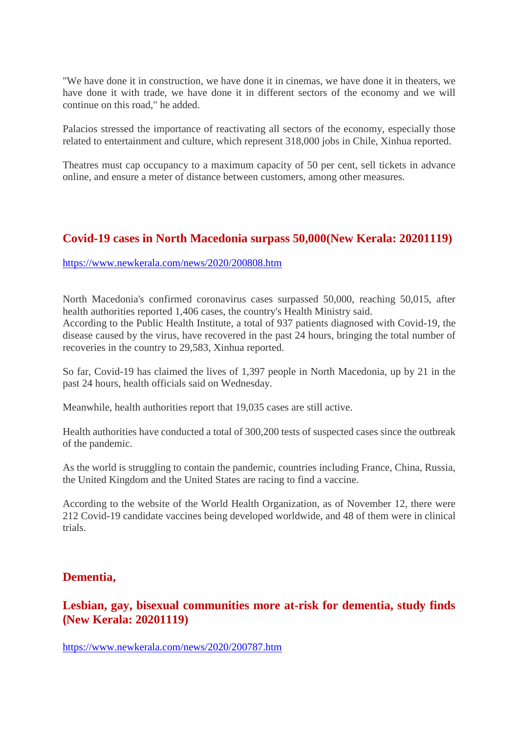"We have done it in construction, we have done it in cinemas, we have done it in theaters, we have done it with trade, we have done it in different sectors of the economy and we will continue on this road," he added.

Palacios stressed the importance of reactivating all sectors of the economy, especially those related to entertainment and culture, which represent 318,000 jobs in Chile, Xinhua reported.

Theatres must cap occupancy to a maximum capacity of 50 per cent, sell tickets in advance online, and ensure a meter of distance between customers, among other measures.

## Covid-19 cases in North Macedonia surpass 50,000(New Kerala: 20201119)

https://www.newkerala.com/news/2020/200808.htm

North Macedonia's confirmed coronavirus cases surpassed 50,000, reaching 50,015, after health authorities reported 1,406 cases, the country's Health Ministry said.
According to the Public Health Institute, a total of 937 patients diagnosed with Covid-19, the disease caused by the virus, have recovered in the past 24 hours, bringing the total number of recoveries in the country to 29,583, Xinhua reported.

So far, Covid-19 has claimed the lives of 1,397 people in North Macedonia, up by 21 in the past 24 hours, health officials said on Wednesday.

Meanwhile, health authorities report that 19,035 cases are still active.

Health authorities have conducted a total of 300,200 tests of suspected cases since the outbreak of the pandemic.

As the world is struggling to contain the pandemic, countries including France, China, Russia, the United Kingdom and the United States are racing to find a vaccine.

According to the website of the World Health Organization, as of November 12, there were 212 Covid-19 candidate vaccines being developed worldwide, and 48 of them were in clinical trials.

## Dementia,

## Lesbian, gay, bisexual communities more at-risk for dementia, study finds (New Kerala: 20201119)

https://www.newkerala.com/news/2020/200787.htm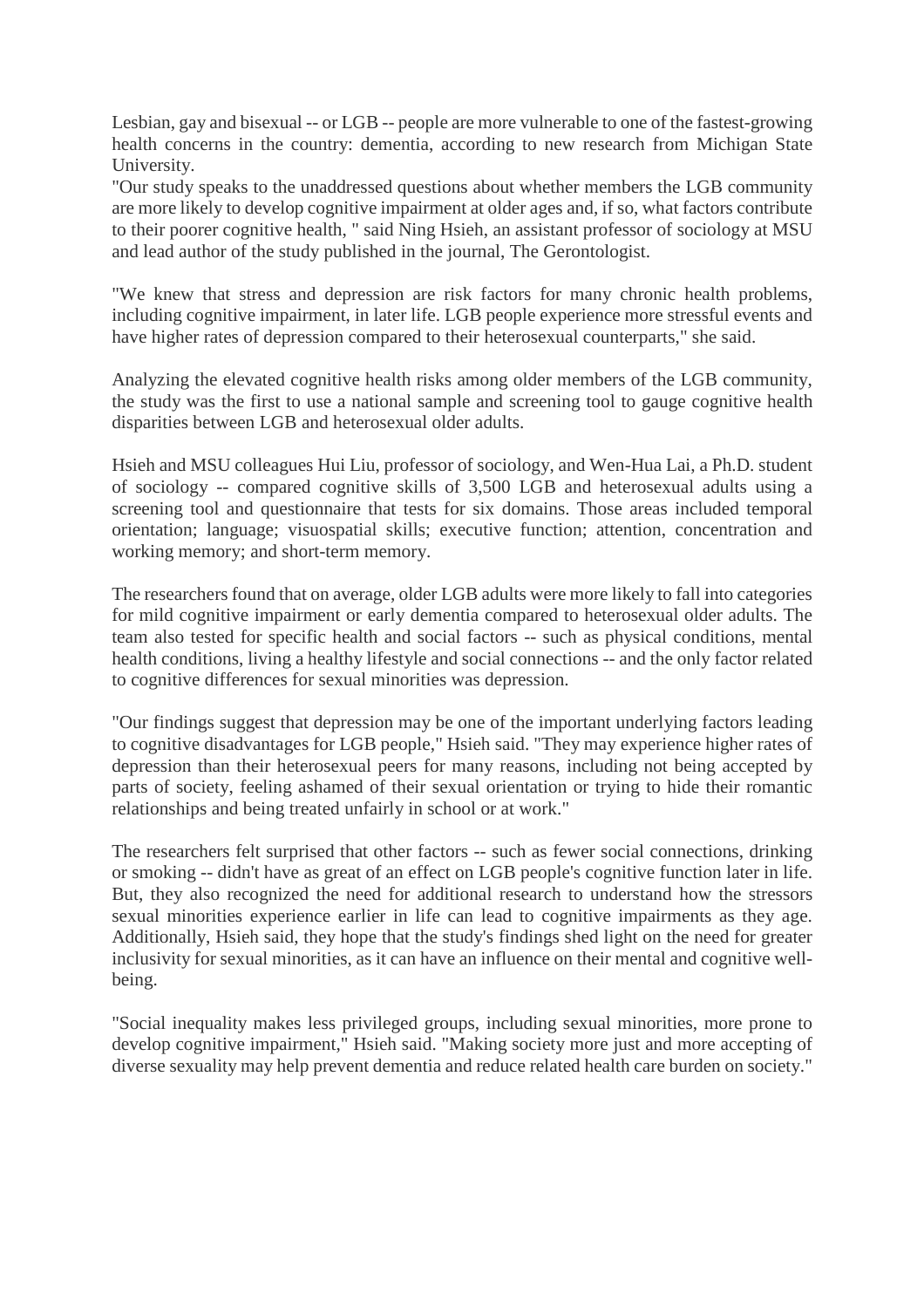Lesbian, gay and bisexual -- or LGB -- people are more vulnerable to one of the fastest-growing health concerns in the country: dementia, according to new research from Michigan State University.

"Our study speaks to the unaddressed questions about whether members the LGB community are more likely to develop cognitive impairment at older ages and, if so, what factors contribute to their poorer cognitive health, " said Ning Hsieh, an assistant professor of sociology at MSU and lead author of the study published in the journal, The Gerontologist.

"We knew that stress and depression are risk factors for many chronic health problems, including cognitive impairment, in later life. LGB people experience more stressful events and have higher rates of depression compared to their heterosexual counterparts," she said.

Analyzing the elevated cognitive health risks among older members of the LGB community, the study was the first to use a national sample and screening tool to gauge cognitive health disparities between LGB and heterosexual older adults.

Hsieh and MSU colleagues Hui Liu, professor of sociology, and Wen-Hua Lai, a Ph.D. student of sociology -- compared cognitive skills of 3,500 LGB and heterosexual adults using a screening tool and questionnaire that tests for six domains. Those areas included temporal orientation; language; visuospatial skills; executive function; attention, concentration and working memory; and short-term memory.

The researchers found that on average, older LGB adults were more likely to fall into categories for mild cognitive impairment or early dementia compared to heterosexual older adults. The team also tested for specific health and social factors -- such as physical conditions, mental health conditions, living a healthy lifestyle and social connections -- and the only factor related to cognitive differences for sexual minorities was depression.

"Our findings suggest that depression may be one of the important underlying factors leading to cognitive disadvantages for LGB people," Hsieh said. "They may experience higher rates of depression than their heterosexual peers for many reasons, including not being accepted by parts of society, feeling ashamed of their sexual orientation or trying to hide their romantic relationships and being treated unfairly in school or at work."

The researchers felt surprised that other factors -- such as fewer social connections, drinking or smoking -- didn't have as great of an effect on LGB people's cognitive function later in life. But, they also recognized the need for additional research to understand how the stressors sexual minorities experience earlier in life can lead to cognitive impairments as they age. Additionally, Hsieh said, they hope that the study's findings shed light on the need for greater inclusivity for sexual minorities, as it can have an influence on their mental and cognitive well-being.

"Social inequality makes less privileged groups, including sexual minorities, more prone to develop cognitive impairment," Hsieh said. "Making society more just and more accepting of diverse sexuality may help prevent dementia and reduce related health care burden on society."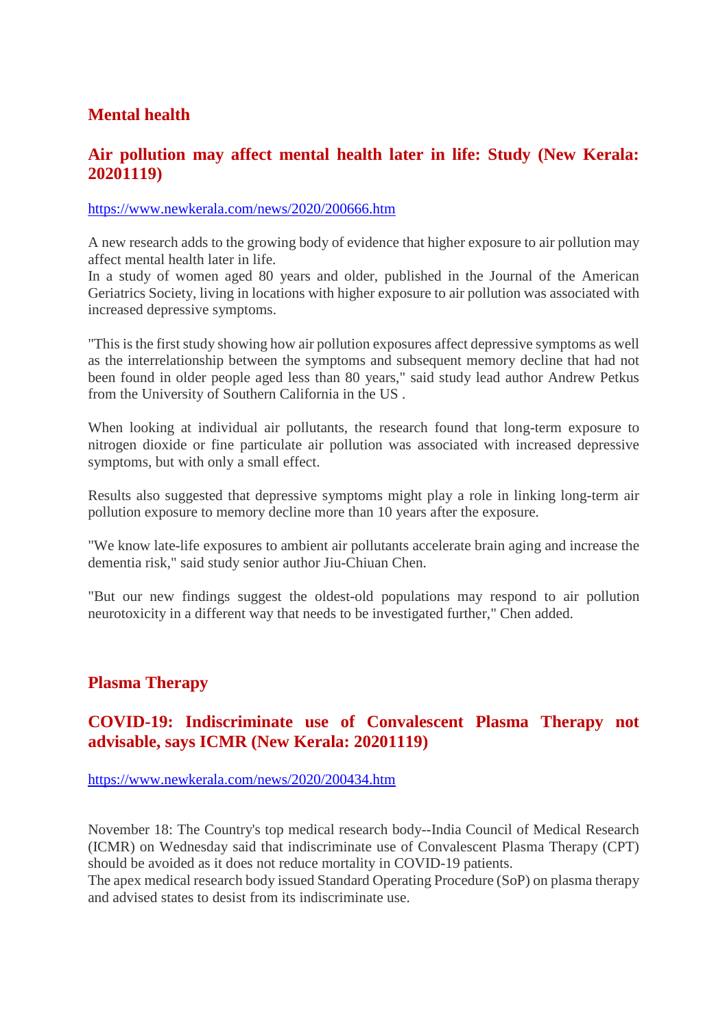## Mental health

### Air pollution may affect mental health later in life: Study (New Kerala: 20201119)

https://www.newkerala.com/news/2020/200666.htm

A new research adds to the growing body of evidence that higher exposure to air pollution may affect mental health later in life.
In a study of women aged 80 years and older, published in the Journal of the American Geriatrics Society, living in locations with higher exposure to air pollution was associated with increased depressive symptoms.

"This is the first study showing how air pollution exposures affect depressive symptoms as well as the interrelationship between the symptoms and subsequent memory decline that had not been found in older people aged less than 80 years," said study lead author Andrew Petkus from the University of Southern California in the US .

When looking at individual air pollutants, the research found that long-term exposure to nitrogen dioxide or fine particulate air pollution was associated with increased depressive symptoms, but with only a small effect.

Results also suggested that depressive symptoms might play a role in linking long-term air pollution exposure to memory decline more than 10 years after the exposure.

"We know late-life exposures to ambient air pollutants accelerate brain aging and increase the dementia risk," said study senior author Jiu-Chiuan Chen.

"But our new findings suggest the oldest-old populations may respond to air pollution neurotoxicity in a different way that needs to be investigated further," Chen added.

## Plasma Therapy

### COVID-19: Indiscriminate use of Convalescent Plasma Therapy not advisable, says ICMR (New Kerala: 20201119)

https://www.newkerala.com/news/2020/200434.htm

November 18: The Country's top medical research body--India Council of Medical Research (ICMR) on Wednesday said that indiscriminate use of Convalescent Plasma Therapy (CPT) should be avoided as it does not reduce mortality in COVID-19 patients.
The apex medical research body issued Standard Operating Procedure (SoP) on plasma therapy and advised states to desist from its indiscriminate use.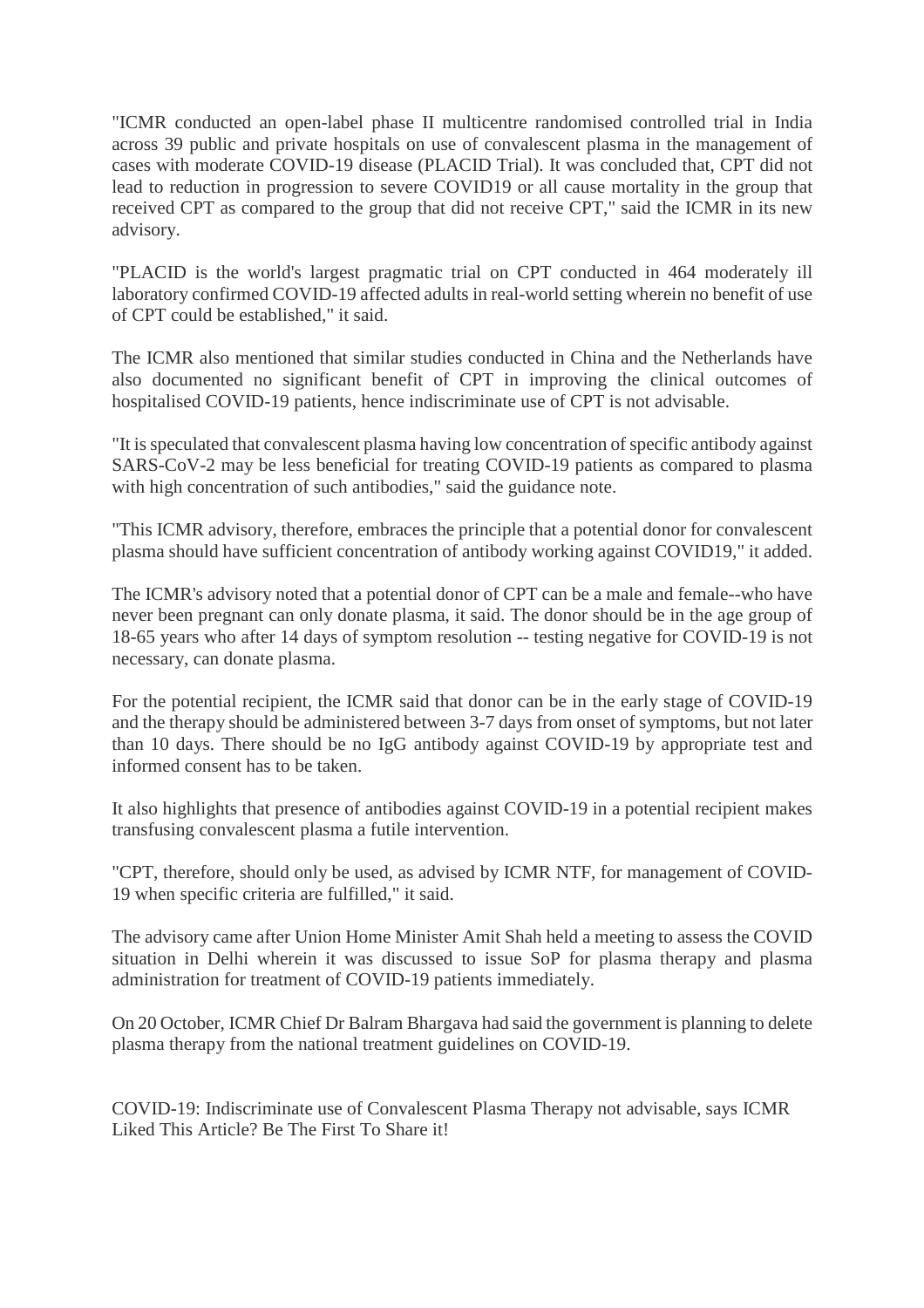"ICMR conducted an open-label phase II multicentre randomised controlled trial in India across 39 public and private hospitals on use of convalescent plasma in the management of cases with moderate COVID-19 disease (PLACID Trial). It was concluded that, CPT did not lead to reduction in progression to severe COVID19 or all cause mortality in the group that received CPT as compared to the group that did not receive CPT," said the ICMR in its new advisory.

"PLACID is the world's largest pragmatic trial on CPT conducted in 464 moderately ill laboratory confirmed COVID-19 affected adults in real-world setting wherein no benefit of use of CPT could be established," it said.

The ICMR also mentioned that similar studies conducted in China and the Netherlands have also documented no significant benefit of CPT in improving the clinical outcomes of hospitalised COVID-19 patients, hence indiscriminate use of CPT is not advisable.

"It is speculated that convalescent plasma having low concentration of specific antibody against SARS-CoV-2 may be less beneficial for treating COVID-19 patients as compared to plasma with high concentration of such antibodies," said the guidance note.

"This ICMR advisory, therefore, embraces the principle that a potential donor for convalescent plasma should have sufficient concentration of antibody working against COVID19," it added.

The ICMR's advisory noted that a potential donor of CPT can be a male and female--who have never been pregnant can only donate plasma, it said. The donor should be in the age group of 18-65 years who after 14 days of symptom resolution -- testing negative for COVID-19 is not necessary, can donate plasma.

For the potential recipient, the ICMR said that donor can be in the early stage of COVID-19 and the therapy should be administered between 3-7 days from onset of symptoms, but not later than 10 days. There should be no IgG antibody against COVID-19 by appropriate test and informed consent has to be taken.

It also highlights that presence of antibodies against COVID-19 in a potential recipient makes transfusing convalescent plasma a futile intervention.

"CPT, therefore, should only be used, as advised by ICMR NTF, for management of COVID-19 when specific criteria are fulfilled," it said.

The advisory came after Union Home Minister Amit Shah held a meeting to assess the COVID situation in Delhi wherein it was discussed to issue SoP for plasma therapy and plasma administration for treatment of COVID-19 patients immediately.

On 20 October, ICMR Chief Dr Balram Bhargava had said the government is planning to delete plasma therapy from the national treatment guidelines on COVID-19.

COVID-19: Indiscriminate use of Convalescent Plasma Therapy not advisable, says ICMR
Liked This Article? Be The First To Share it!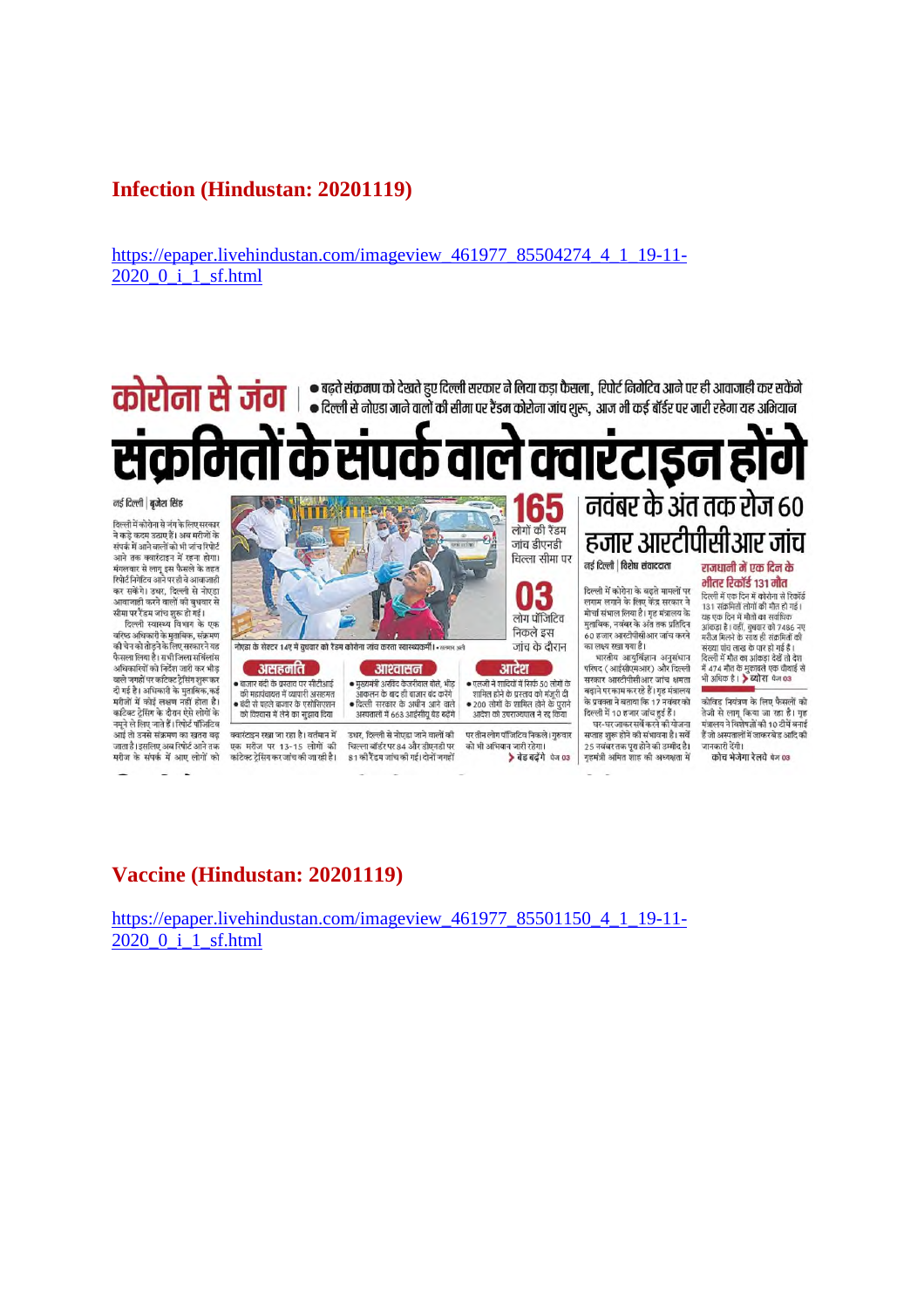## Infection (Hindustan: 20201119)

https://epaper.livehindustan.com/imageview_461977_85504274_4_1_19-11-2020_0_i_1_sf.html

# कोरोना से जंग

- बढ़ते संक्रमण को देखते हुए दिल्ली सरकार ने लिया कड़ा फैसला, रिपोर्ट निगेटिव आने पर ही आवाजाही कर सकेंगे
- दिल्ली से नोएडा जाने वालों की सीमा पर रैंडम कोरोना जांच शुरू, आज भी कई बॉर्डर पर जारी रहेगा यह अभियान

# संक्रमितों के संपर्क वाले क्वारंटाइन होंगे

नई दिल्ली | बृजेश सिंह

दिल्ली में कोरोना से जंग के लिए सरकार ने कड़े कदम उठाए हैं। अब मरीजों के संपर्क में आने वालों को भी जांच रिपोर्ट आने तक क्वारंटाइन में रहना होगा। मंगलवार से लागू इस फैसले के तहत रिपोर्ट निगेटिव आने पर ही वे आवाजाही कर सकेंगे। उधर, दिल्ली से नोएडा आवाजाही करने वालों की बुधवार से सीमा पर रैंडम जांच शुरू हो गई।

दिल्ली स्वास्थ्य विभाग के एक वरिष्ठ अधिकारी के मुताबिक, संक्रमण की चेन को तोड़ने के लिए सरकार ने यह फैसला लिया है। सभी जिला सर्विलांस अधिकारियों को निर्देश जारी कर भीड़ वाली जगहों पर कंटैक्ट ट्रेसिंग शुरू कर दी गई है। अधिकारी के मुताबिक, कई मरीजों में कोई लक्षण नहीं होता है। कंटैक्ट ट्रेसिंग के दौरान ऐसे लोगों के नमूने ले लिए जाते हैं। रिपोर्ट पॉजिटिव आई तो उनसे संक्रमण का खतरा बढ़ जाता है। इसलिए अब रिपोर्ट आने तक मरीज के संपर्क में आए लोगों को क्वारंटाइन रखा जा रहा है। वर्तमान में एक मरीज पर 13-15 लोगों की कंटैक्ट ट्रेसिंग कर जांच की जा रही है।

उधर, दिल्ली से नोएडा जाने वालों की चिल्ला बॉर्डर पर 84 और डीएनडी पर 81 की रैंडम जांच की गई। दोनों जगहों पर तीन लोग पॉजिटिव निकले। गुरुवार को भी अभियान जारी रहेगा।

नोएडा के सेक्टर 14ए में बुधवार को रैंडम कोरोना जांच करता स्वास्थ्यकर्मी। • सत्यम आर्य

**165** लोगों की रैंडम जांच डीएनडी चिल्ला सीमा पर

**03** लोग पॉजिटिव निकले इस जांच के दौरान

**असहमति**
- बाजार बंदी के प्रस्ताव पर सीटीआई की महापंचायत में व्यापारी असहमत
- बंदी से पहले बाजार के एसोसिएशन को विश्वास में लेने का सुझाव दिया

**आश्वासन**
- मुख्यमंत्री अरविंद केजरीवाल बोले, भीड़ आकलन के बाद ही बाजार बंद करेंगे
- दिल्ली सरकार के अधीन आने वाले अस्पतालों में 663 आईसीयू बेड बढ़ेंगे

**आदेश**
- एलजी ने शादियों में सिर्फ 50 लोगों के शामिल होने के प्रस्ताव को मंजूरी दी
- 200 लोगों के शामिल होने के पुराने आदेश को उपराज्यपाल ने रद्द किया

> बेड बढ़ेंगे पेज 03

## नवंबर के अंत तक रोज 60 हजार आरटीपीसीआर जांच

नई दिल्ली | विशेष संवाददाता

दिल्ली में कोरोना के बढ़ते मामलों पर लगाम लगाने के लिए केंद्र सरकार ने मोर्चा संभाल लिया है। गृह मंत्रालय के मुताबिक, नवंबर के अंत तक प्रतिदिन 60 हजार आरटीपीसीआर जांच करने का लक्ष्य रखा गया है।

भारतीय आयुर्विज्ञान अनुसंधान परिषद (आईसीएमआर) और दिल्ली सरकार आरटीपीसीआर जांच क्षमता बढ़ाने पर काम कर रहे हैं। गृह मंत्रालय के प्रवक्ता ने बताया कि 17 नवंबर को दिल्ली में 10 हजार जांच हुई हैं।

घर-घर जाकर सर्वे करने की योजना सप्ताह शुरू होने की संभावना है। सर्वे 25 नवंबर तक पूरा होने की उम्मीद है। गृहमंत्री अमित शाह की अध्यक्षता में कोविड नियंत्रण के लिए फैसलों को तेजी से लागू किया जा रहा है। गृह मंत्रालय ने विशेषज्ञों की 10 टीमें बनाई हैं जो अस्पतालों में जाकर बेड आदि की जानकारी देंगी।

> कोच भेजेगा रेलवे पेज 03

### राजधानी में एक दिन के भीतर रिकॉर्ड 131 मौत

दिल्ली में एक दिन में कोरोना से रिकॉर्ड 131 संक्रमितों लोगों की मौत हो गई। यह एक दिन में मौतों का सर्वाधिक आंकड़ा है। वहीं, बुधवार को 7486 नए मरीज मिलने के साथ ही संक्रमितों की संख्या पांच लाख के पार हो गई है। दिल्ली में मौत का आंकड़ा देखें तो देश में 474 मौत के मुकाबले एक चौथाई से भी अधिक है।

> ब्योरा पेज 03

## Vaccine (Hindustan: 20201119)

https://epaper.livehindustan.com/imageview_461977_85501150_4_1_19-11-2020_0_i_1_sf.html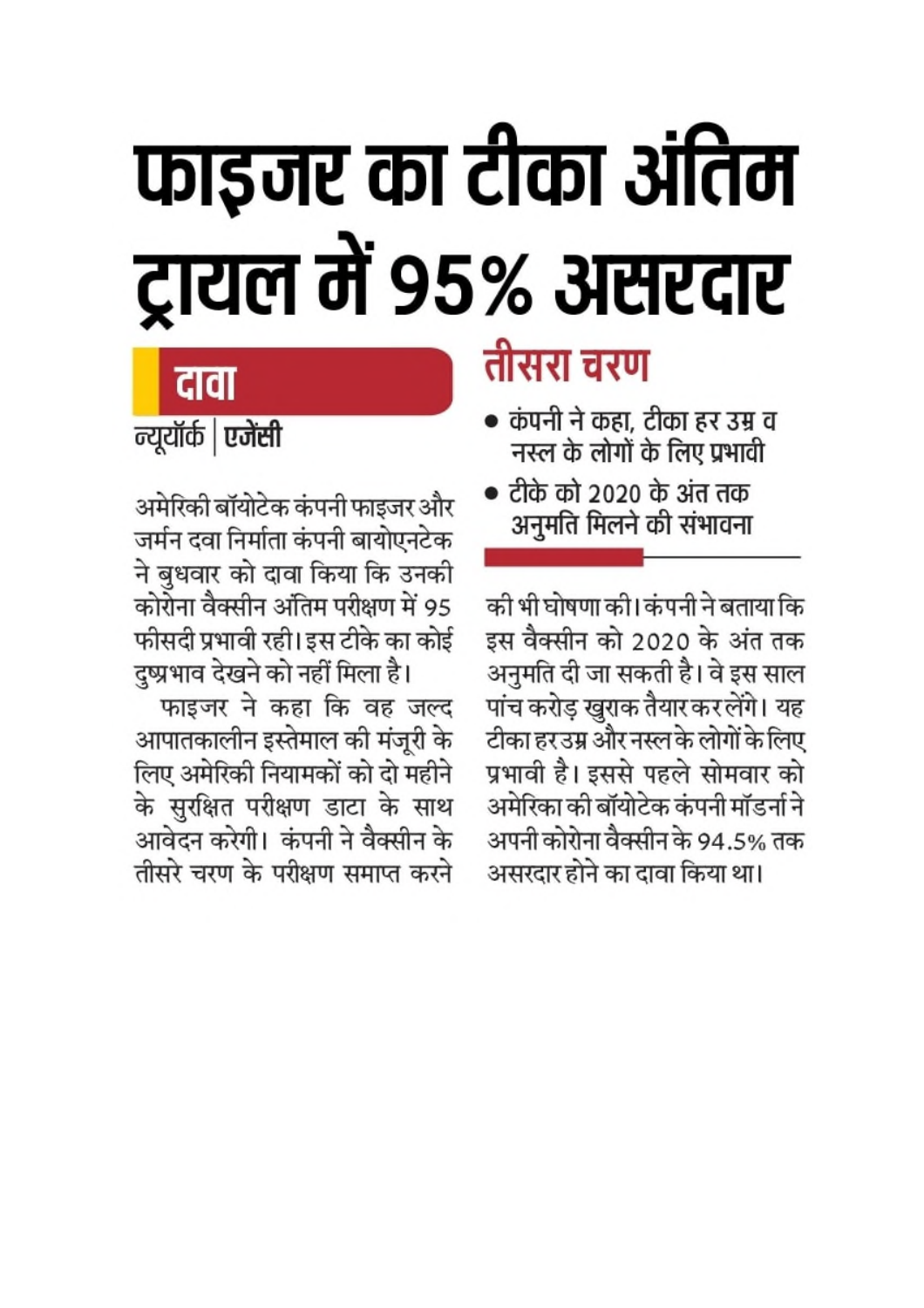# फाइजर का टीका अंतिम ट्रायल में 95% असरदार

## दावा

न्यूयॉर्क | एजेंसी

अमेरिकी बॉयोटेक कंपनी फाइजर और जर्मन दवा निर्माता कंपनी बायोएनटेक ने बुधवार को दावा किया कि उनकी कोरोना वैक्सीन अंतिम परीक्षण में 95 फीसदी प्रभावी रही। इस टीके का कोई दुष्प्रभाव देखने को नहीं मिला है।

फाइजर ने कहा कि वह जल्द आपातकालीन इस्तेमाल की मंजूरी के लिए अमेरिकी नियामकों को दो महीने के सुरक्षित परीक्षण डाटा के साथ आवेदन करेगी। कंपनी ने वैक्सीन के तीसरे चरण के परीक्षण समाप्त करने की भी घोषणा की। कंपनी ने बताया कि इस वैक्सीन को 2020 के अंत तक अनुमति दी जा सकती है। वे इस साल पांच करोड़ खुराक तैयार कर लेंगे। यह टीका हर उम्र और नस्ल के लोगों के लिए प्रभावी है। इससे पहले सोमवार को अमेरिका की बॉयोटेक कंपनी मॉडर्ना ने अपनी कोरोना वैक्सीन के 94.5% तक असरदार होने का दावा किया था।

## तीसरा चरण

- कंपनी ने कहा, टीका हर उम्र व नस्ल के लोगों के लिए प्रभावी
- टीके को 2020 के अंत तक अनुमति मिलने की संभावना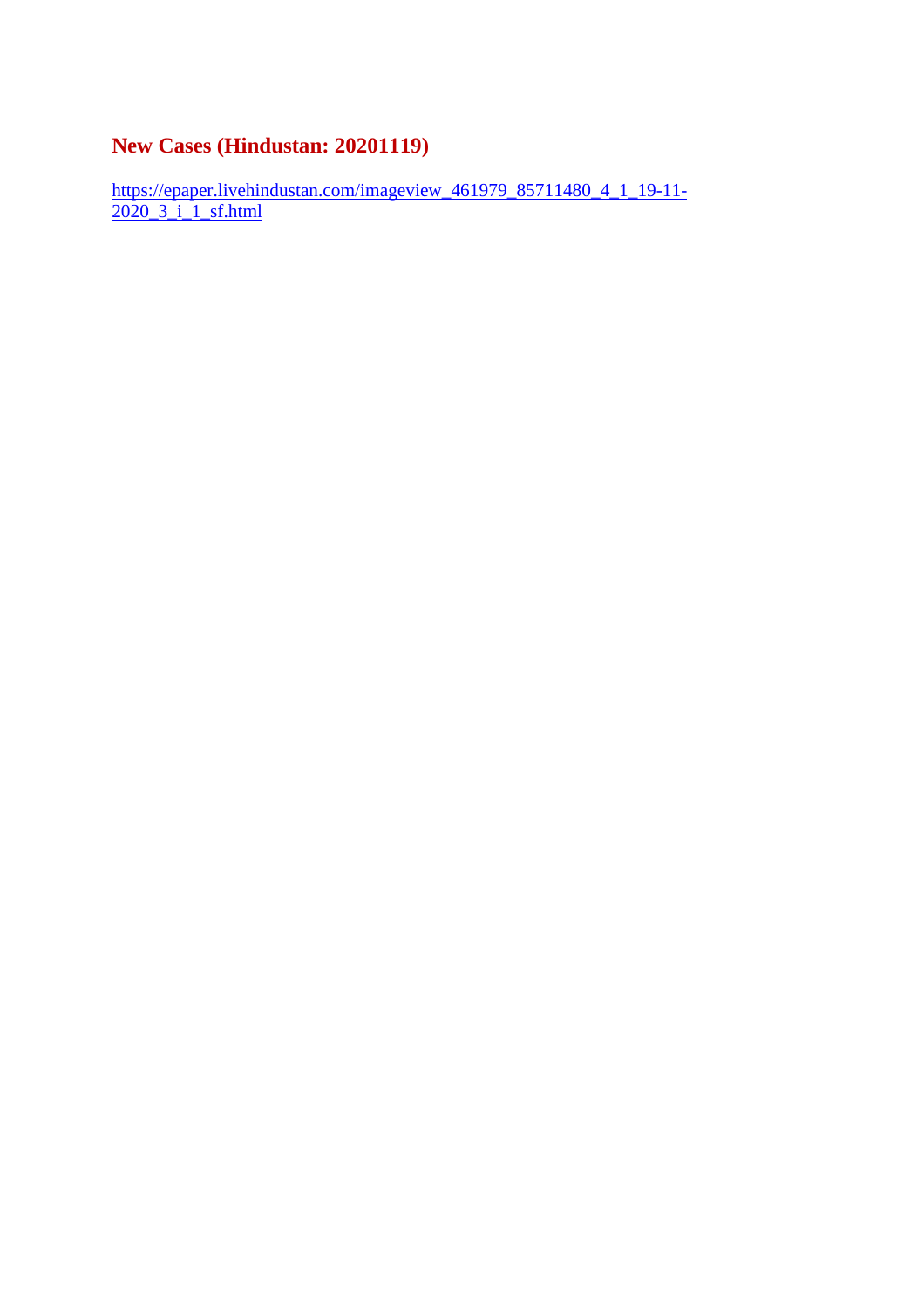## New Cases (Hindustan: 20201119)

https://epaper.livehindustan.com/imageview_461979_85711480_4_1_19-11-2020_3_i_1_sf.html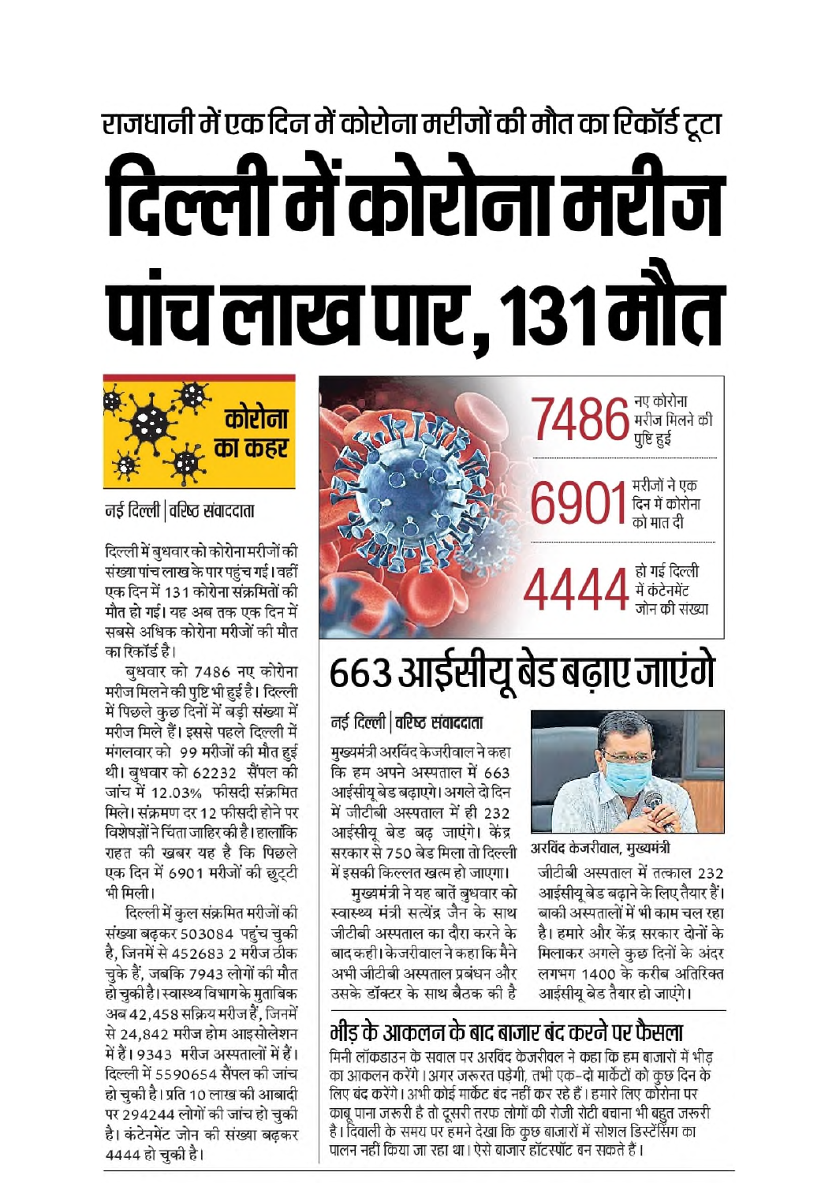### राजधानी में एक दिन में कोरोना मरीजों की मौत का रिकॉर्ड टूटा

# दिल्ली में कोरोना मरीज पांच लाख पार, 131 मौत

**कोरोना का कहर**

नई दिल्ली | वरिष्ठ संवाददाता

दिल्ली में बुधवार को कोरोना मरीजों की संख्या पांच लाख के पार पहुंच गई। वहीं एक दिन में 131 कोरोना संक्रमितों की मौत हो गई। यह अब तक एक दिन में सबसे अधिक कोरोना मरीजों की मौत का रिकॉर्ड है।

बुधवार को 7486 नए कोरोना मरीज मिलने की पुष्टि भी हुई है। दिल्ली में पिछले कुछ दिनों में बड़ी संख्या में मरीज मिले हैं। इससे पहले दिल्ली में मंगलवार को 99 मरीजों की मौत हुई थी। बुधवार को 62232 सैंपल की जांच में 12.03% फीसदी संक्रमित मिले। संक्रमण दर 12 फीसदी होने पर विशेषज्ञों ने चिंता जाहिर की है। हालांकि राहत की खबर यह है कि पिछले एक दिन में 6901 मरीजों को छुट्टी भी मिली।

दिल्ली में कुल संक्रमित मरीजों की संख्या बढ़कर 503084 पहुंच चुकी है, जिनमें से 452683 2 मरीज ठीक हो चुके हैं, जबकि 7943 लोगों की मौत हो चुकी है। स्वास्थ्य विभाग के मुताबिक अब 42,458 सक्रिय मरीज हैं, जिनमें से 24,842 मरीज होम आइसोलेशन में हैं। 9343 मरीज अस्पतालों में हैं। दिल्ली में 5590654 सैंपल की जांच हो चुकी है। प्रति 10 लाख की आबादी पर 294244 लोगों की जांच हो चुकी है। कंटेनमेंट जोन की संख्या बढ़कर 4444 हो चुकी है।

**7486** नए कोरोना मरीज मिलने की पुष्टि हुई

**6901** मरीजों ने एक दिन में कोरोना को मात दी

**4444** हो गई दिल्ली में कंटेनमेंट जोन की संख्या

## 663 आईसीयू बेड बढ़ाए जाएंगे

नई दिल्ली | वरिष्ठ संवाददाता

मुख्यमंत्री अरविंद केजरीवाल ने कहा कि हम अपने अस्पताल में 663 आईसीयू बेड बढ़ाएंगे। अगले दो दिन में जीटीबी अस्पताल में ही 232 आईसीयू बेड बढ़ जाएंगे। केंद्र सरकार से 750 बेड मिला तो दिल्ली में इसकी किल्लत खत्म हो जाएगा।

मुख्यमंत्री ने यह बातें बुधवार को स्वास्थ्य मंत्री सत्येंद्र जैन के साथ जीटीबी अस्पताल का दौरा करने के बाद कही। केजरीवाल ने कहा कि मैने अभी जीटीबी अस्पताल प्रबंधन और उसके डॉक्टर के साथ बैठक की है

अरविंद केजरीवाल, मुख्यमंत्री

जीटीबी अस्पताल में तत्काल 232 आईसीयू बेड बढ़ाने के लिए तैयार हैं। बाकी अस्पतालों में भी काम चल रहा है। हमारे और केंद्र सरकार दोनों के मिलाकर अगले कुछ दिनों के अंदर लगभग 1400 के करीब अतिरिक्त आईसीयू बेड तैयार हो जाएंगे।

## भीड़ के आकलन के बाद बाजार बंद करने पर फैसला

मिनी लॉकडाउन के सवाल पर अरविंद केजरीवल ने कहा कि हम बाजारों में भीड़ का आकलन करेंगे। अगर जरूरत पड़ेगी, तभी एक-दो मार्केटों को कुछ दिन के लिए बंद करेंगे। अभी कोई मार्केट बंद नहीं कर रहे हैं। हमारे लिए कोरोना पर काबू पाना जरूरी है तो दूसरी तरफ लोगों की रोजी रोटी बचाना भी बहुत जरूरी है। दिवाली के समय पर हमने देखा कि कुछ बाजारों में सोशल डिस्टेंसिंग का पालन नहीं किया जा रहा था। ऐसे बाजार हॉटस्पॉट बन सकते हैं।